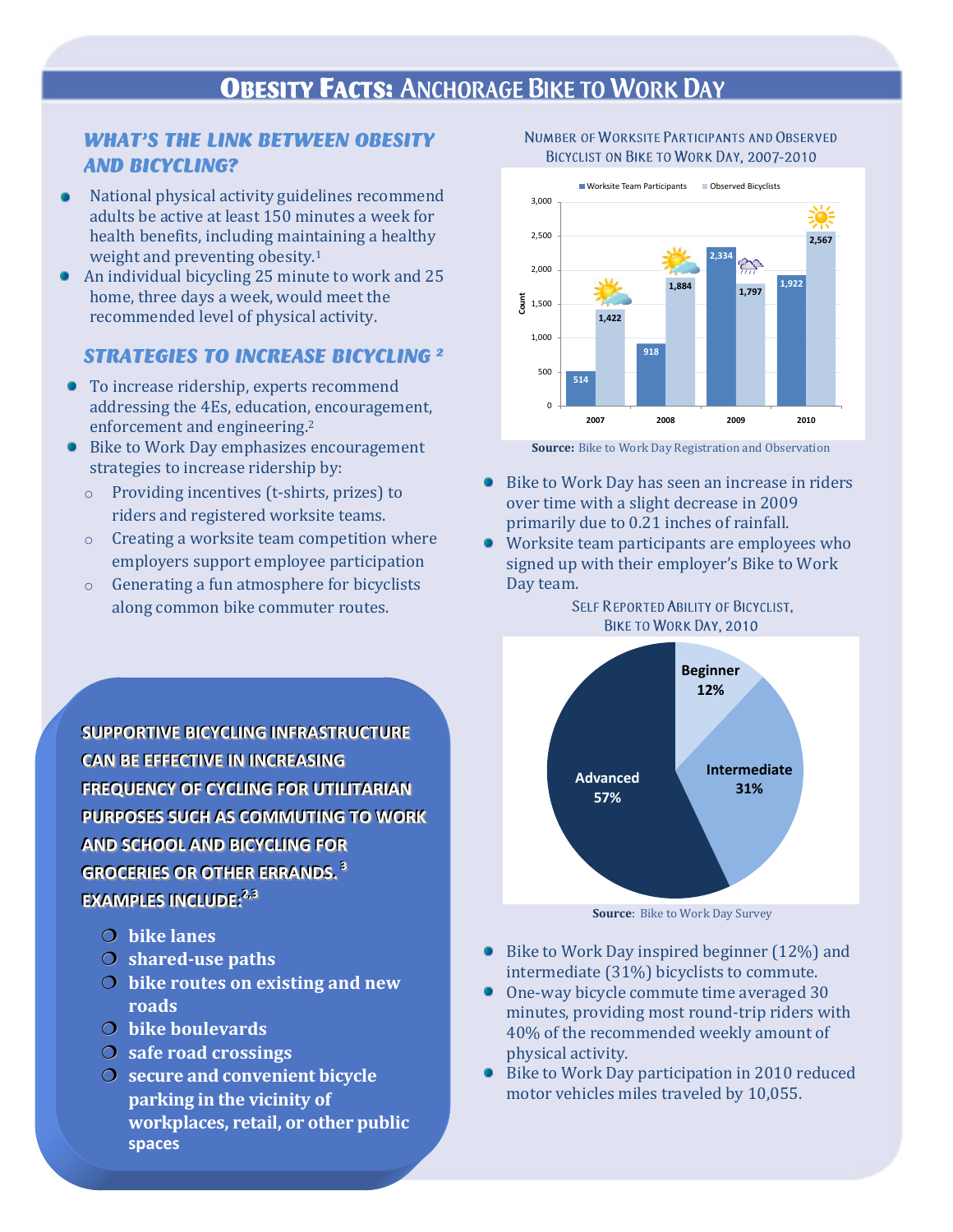# Obesity Facts: Anchorage Bike to Work Day

## What's the link between obesity and bicycling?

- National physical activity guidelines recommend adults be active at least 150 minutes a week for health benefits, including maintaining a healthy weight and preventing obesity.[1]
- An individual bicycling 25 minute to work and 25 home, three days a week, would meet the recommended level of physical activity.

## Strategies to increase bicycling [2]

- To increase ridership, experts recommend addressing the 4Es, education, encouragement, enforcement and engineering.[2]
- Bike to Work Day emphasizes encouragement strategies to increase ridership by:
  - Providing incentives (t-shirts, prizes) to riders and registered worksite teams.
  - Creating a worksite team competition where employers support employee participation
  - Generating a fun atmosphere for bicyclists along common bike commuter routes.

**SUPPORTIVE BICYCLING INFRASTRUCTURE CAN BE EFFECTIVE IN INCREASING FREQUENCY OF CYCLING FOR UTILITARIAN PURPOSES SUCH AS COMMUTING TO WORK AND SCHOOL AND BICYCLING FOR GROCERIES OR OTHER ERRANDS.[3] EXAMPLES INCLUDE:[2,3]**

- **bike lanes**
- **shared-use paths**
- **bike routes on existing and new roads**
- **bike boulevards**
- **safe road crossings**
- **secure and convenient bicycle parking in the vicinity of workplaces, retail, or other public spaces**

### Number of Worksite Participants and Observed Bicyclist on Bike to Work Day, 2007-2010

| Year | Worksite Team Participants | Observed Bicyclists |
|---|---|---|
| 2007 | 514 | 1,422 |
| 2008 | 918 | 1,884 |
| 2009 | 2,334 | 1,797 |
| 2010 | 1,922 | 2,567 |

**Source:** Bike to Work Day Registration and Observation

- Bike to Work Day has seen an increase in riders over time with a slight decrease in 2009 primarily due to 0.21 inches of rainfall.
- Worksite team participants are employees who signed up with their employer's Bike to Work Day team.

### Self Reported Ability of Bicyclist, Bike to Work Day, 2010

| Ability | Percent |
|---|---|
| Beginner | 12% |
| Intermediate | 31% |
| Advanced | 57% |

**Source**: Bike to Work Day Survey

- Bike to Work Day inspired beginner (12%) and intermediate (31%) bicyclists to commute.
- One-way bicycle commute time averaged 30 minutes, providing most round-trip riders with 40% of the recommended weekly amount of physical activity.
- Bike to Work Day participation in 2010 reduced motor vehicles miles traveled by 10,055.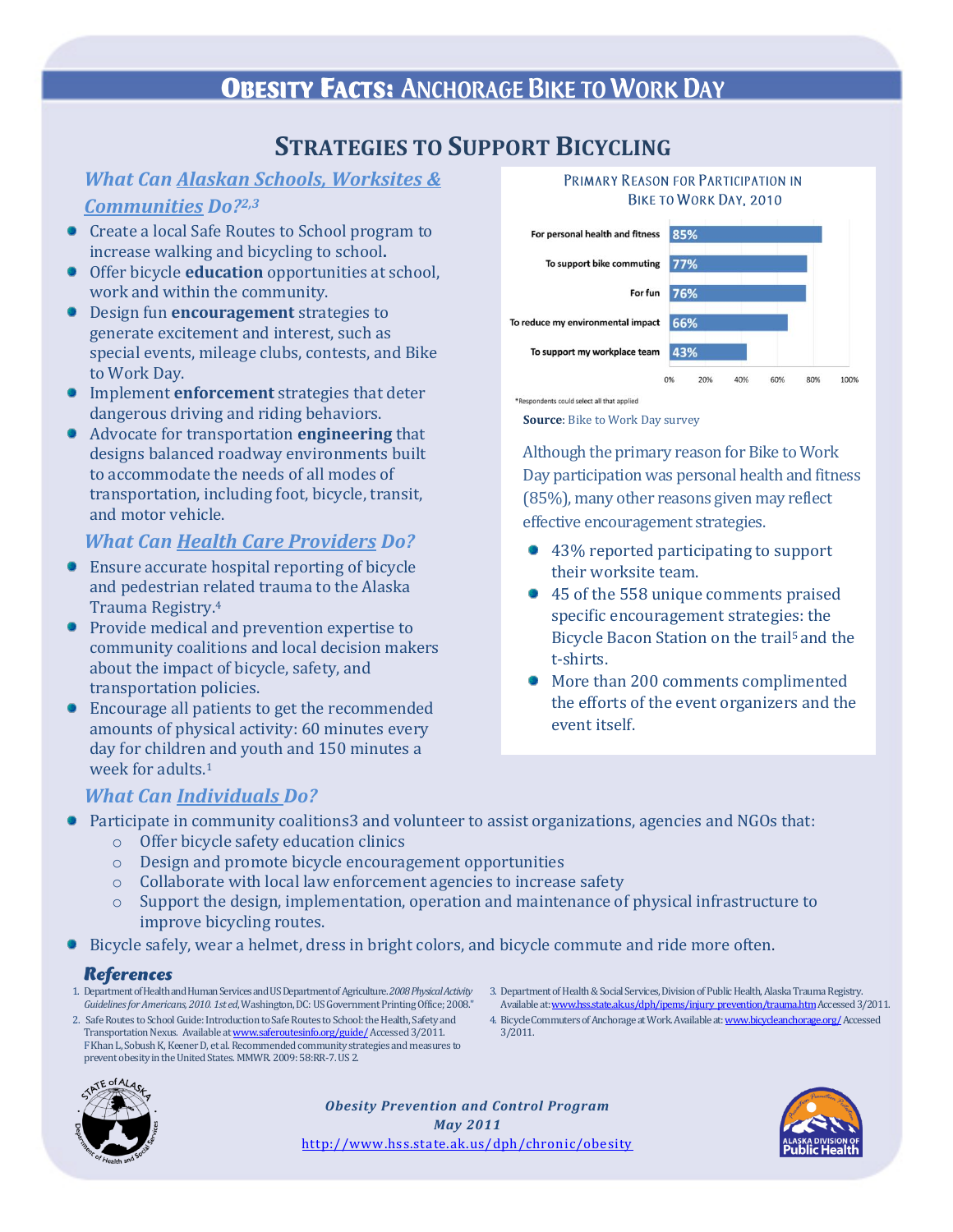# OBESITY FACTS: ANCHORAGE BIKE TO WORK DAY

## STRATEGIES TO SUPPORT BICYCLING

### *What Can Alaskan Schools, Worksites & Communities Do?*[2,3]

- Create a local Safe Routes to School program to increase walking and bicycling to school**.**
- Offer bicycle **education** opportunities at school, work and within the community.
- Design fun **encouragement** strategies to generate excitement and interest, such as special events, mileage clubs, contests, and Bike to Work Day.
- Implement **enforcement** strategies that deter dangerous driving and riding behaviors.
- Advocate for transportation **engineering** that designs balanced roadway environments built to accommodate the needs of all modes of transportation, including foot, bicycle, transit, and motor vehicle.

### *What Can Health Care Providers Do?*

- Ensure accurate hospital reporting of bicycle and pedestrian related trauma to the Alaska Trauma Registry.[4]
- Provide medical and prevention expertise to community coalitions and local decision makers about the impact of bicycle, safety, and transportation policies.
- Encourage all patients to get the recommended amounts of physical activity: 60 minutes every day for children and youth and 150 minutes a week for adults.[1]

PRIMARY REASON FOR PARTICIPATION IN BIKE TO WORK DAY, 2010

For personal health and fitness 85%
To support bike commuting 77%
For fun 76%
To reduce my environmental impact 66%
To support my workplace team 43%

0% 20% 40% 60% 80% 100%

*Respondents could select all that applied

**Source**: Bike to Work Day survey

Although the primary reason for Bike to Work Day participation was personal health and fitness (85%), many other reasons given may reflect effective encouragement strategies.

- 43% reported participating to support their worksite team.
- 45 of the 558 unique comments praised specific encouragement strategies: the Bicycle Bacon Station on the trail[5] and the t-shirts.
- More than 200 comments complimented the efforts of the event organizers and the event itself.

### *What Can Individuals Do?*

- Participate in community coalitions3 and volunteer to assist organizations, agencies and NGOs that:
  - Offer bicycle safety education clinics
  - Design and promote bicycle encouragement opportunities
  - Collaborate with local law enforcement agencies to increase safety
  - Support the design, implementation, operation and maintenance of physical infrastructure to improve bicycling routes.
- Bicycle safely, wear a helmet, dress in bright colors, and bicycle commute and ride more often.

### References

1. Department of Health and Human Services and US Department of Agriculture. *2008 Physical Activity Guidelines for Americans, 2010. 1st ed*, Washington, DC: US Government Printing Office; 2008."
2. Safe Routes to School Guide: Introduction to Safe Routes to School: the Health, Safety and Transportation Nexus. Available at www.saferoutesinfo.org/guide/ Accessed 3/2011. F Khan L, Sobush K, Keener D, et al. Recommended community strategies and measures to prevent obesity in the United States. MMWR. 2009: 58:RR-7. US 2.
3. Department of Health & Social Services, Division of Public Health, Alaska Trauma Registry. Available at: www.hss.state.ak.us/dph/ipems/injury_prevention/trauma.htm Accessed 3/2011.
4. Bicycle Commuters of Anchorage at Work. Available at: www.bicycleanchorage.org/ Accessed 3/2011.

***Obesity Prevention and Control Program***
***May 2011***
http://www.hss.state.ak.us/dph/chronic/obesity